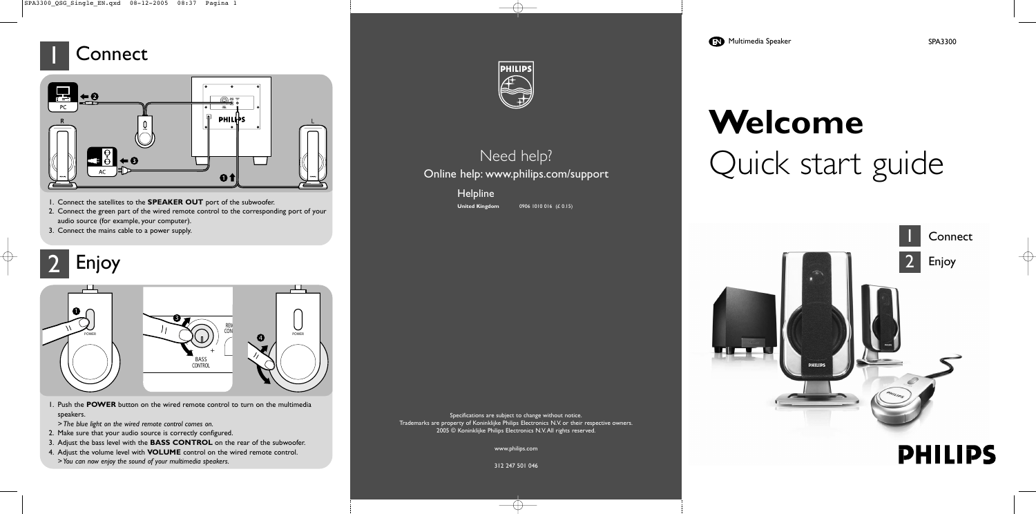# 1 Connect

1. Connect the satellites to the **SPEAKER OUT** port of the subwoofer.
2. Connect the green part of the wired remote control to the corresponding port of your audio source (for example, your computer).
3. Connect the mains cable to a power supply.

# 2 Enjoy

1. Push the **POWER** button on the wired remote control to turn on the multimedia speakers.
   > *The blue light on the wired remote control comes on.*
2. Make sure that your audio source is correctly configured.
3. Adjust the bass level with the **BASS CONTROL** on the rear of the subwoofer.
4. Adjust the volume level with **VOLUME** control on the wired remote control.
   > *You can now enjoy the sound of your multimedia speakers.*

## Need help?

Online help: www.philips.com/support

### Helpline

**United Kingdom** 0906 1010 016 (£ 0.15)

Specifications are subject to change without notice.
Trademarks are property of Koninklijke Philips Electronics N.V. or their respective owners.
2005 © Koninklijke Philips Electronics N.V. All rights reserved.

www.philips.com

312 247 501 046

EN Multimedia Speaker SPA3300

# Welcome
## Quick start guide

1 Connect
2 Enjoy

PHILIPS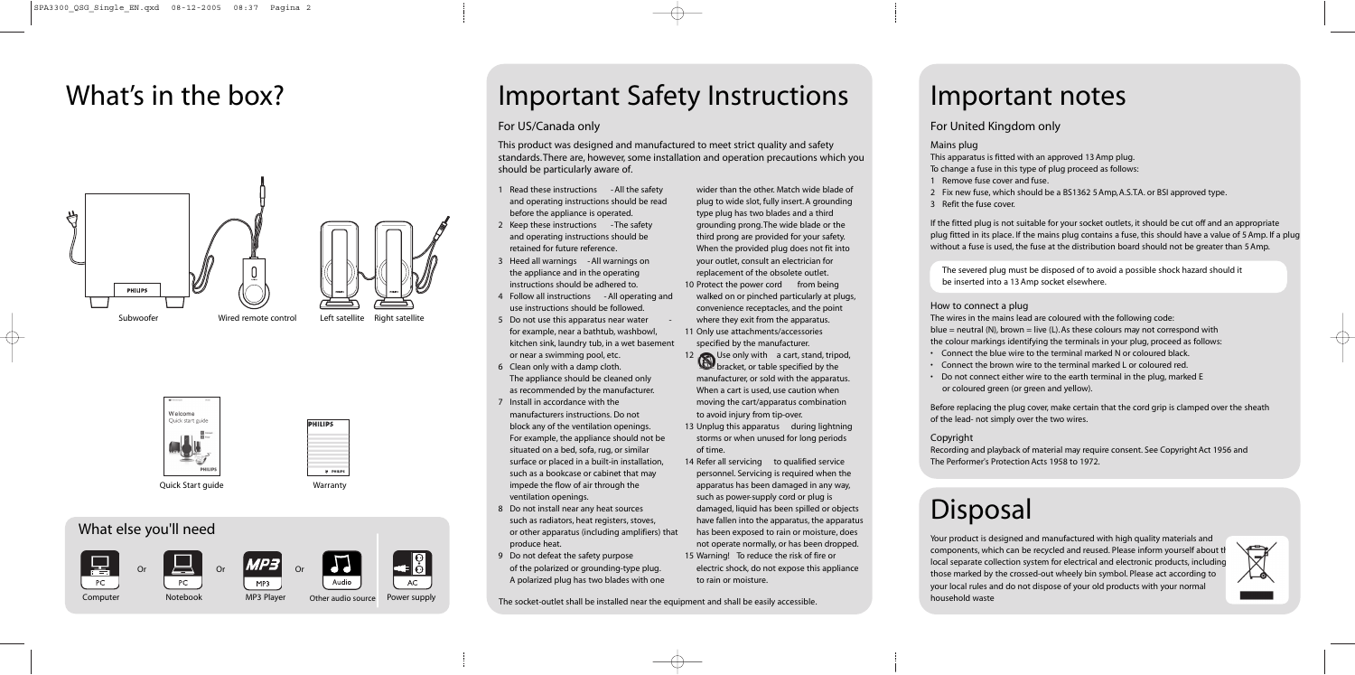# What's in the box?

Subwoofer

Wired remote control

Left satellite

Right satellite

Quick Start guide

Warranty

## What else you'll need

Computer Or Notebook Or MP3 Player Or Other audio source

Power supply

# Important Safety Instructions

## For US/Canada only

This product was designed and manufactured to meet strict quality and safety standards. There are, however, some installation and operation precautions which you should be particularly aware of.

1. Read these instructions - All the safety and operating instructions should be read before the appliance is operated.
2. Keep these instructions - The safety and operating instructions should be retained for future reference.
3. Heed all warnings - All warnings on the appliance and in the operating instructions should be adhered to.
4. Follow all instructions - All operating and use instructions should be followed.
5. Do not use this apparatus near water - for example, near a bathtub, washbowl, kitchen sink, laundry tub, in a wet basement or near a swimming pool, etc.
6. Clean only with a damp cloth. The appliance should be cleaned only as recommended by the manufacturer.
7. Install in accordance with the manufacturers instructions. Do not block any of the ventilation openings. For example, the appliance should not be situated on a bed, sofa, rug, or similar surface or placed in a built-in installation, such as a bookcase or cabinet that may impede the flow of air through the ventilation openings.
8. Do not install near any heat sources such as radiators, heat registers, stoves, or other apparatus (including amplifiers) that produce heat.
9. Do not defeat the safety purpose of the polarized or grounding-type plug. A polarized plug has two blades with one wider than the other. Match wide blade of plug to wide slot, fully insert. A grounding type plug has two blades and a third grounding prong. The wide blade or the third prong are provided for your safety. When the provided plug does not fit into your outlet, consult an electrician for replacement of the obsolete outlet.
10. Protect the power cord from being walked on or pinched particularly at plugs, convenience receptacles, and the point where they exit from the apparatus.
11. Only use attachments/accessories specified by the manufacturer.
12. Use only with a cart, stand, tripod, bracket, or table specified by the manufacturer, or sold with the apparatus. When a cart is used, use caution when moving the cart/apparatus combination to avoid injury from tip-over.
13. Unplug this apparatus during lightning storms or when unused for long periods of time.
14. Refer all servicing to qualified service personnel. Servicing is required when the apparatus has been damaged in any way, such as power-supply cord or plug is damaged, liquid has been spilled or objects have fallen into the apparatus, the apparatus has been exposed to rain or moisture, does not operate normally, or has been dropped.
15. Warning! To reduce the risk of fire or electric shock, do not expose this appliance to rain or moisture.

The socket-outlet shall be installed near the equipment and shall be easily accessible.

# Important notes

## For United Kingdom only

### Mains plug

This apparatus is fitted with an approved 13 Amp plug.
To change a fuse in this type of plug proceed as follows:

1. Remove fuse cover and fuse.
2. Fix new fuse, which should be a BS1362 5 Amp, A.S.T.A. or BSI approved type.
3. Refit the fuse cover.

If the fitted plug is not suitable for your socket outlets, it should be cut off and an appropriate plug fitted in its place. If the mains plug contains a fuse, this should have a value of 5 Amp. If a plug without a fuse is used, the fuse at the distribution board should not be greater than 5 Amp.

The severed plug must be disposed of to avoid a possible shock hazard should it be inserted into a 13 Amp socket elsewhere.

### How to connect a plug

The wires in the mains lead are coloured with the following code:
blue = neutral (N), brown = live (L). As these colours may not correspond with the colour markings identifying the terminals in your plug, proceed as follows:

- Connect the blue wire to the terminal marked N or coloured black.
- Connect the brown wire to the terminal marked L or coloured red.
- Do not connect either wire to the earth terminal in the plug, marked E or coloured green (or green and yellow).

Before replacing the plug cover, make certain that the cord grip is clamped over the sheath of the lead- not simply over the two wires.

### Copyright

Recording and playback of material may require consent. See Copyright Act 1956 and The Performer's Protection Acts 1958 to 1972.

# Disposal

Your product is designed and manufactured with high quality materials and components, which can be recycled and reused. Please inform yourself about the local separate collection system for electrical and electronic products, including those marked by the crossed-out wheely bin symbol. Please act according to your local rules and do not dispose of your old products with your normal household waste